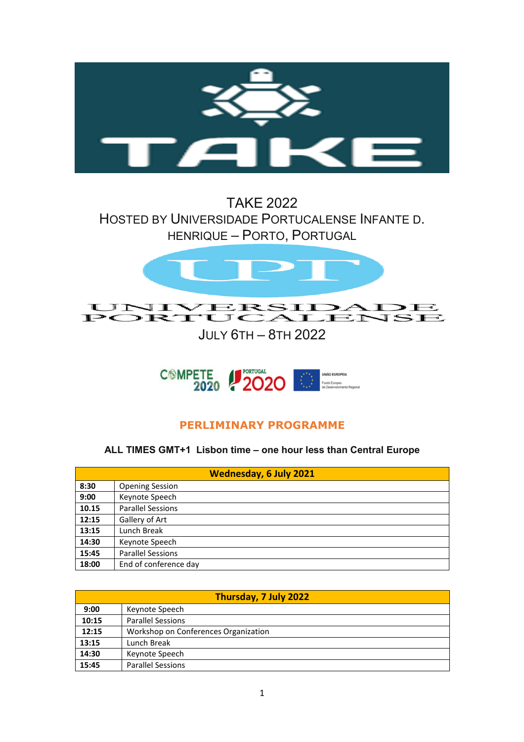TAKE

# TAKE 2022

## Hosted by Universidade Portucalense Infante D. Henrique – Porto, Portugal

UPT

UNIVERSIDADE PORTUCALENSE

## July 6th – 8th 2022

COMPETE 2020 PORTUGAL 2020 UNIÃO EUROPEIA Fundo Europeu de Desenvolvimento Regional

## PERLIMINARY PROGRAMME

**ALL TIMES GMT+1 Lisbon time – one hour less than Central Europe**

| Wednesday, 6 July 2021 | |
|---|---|
| **8:30** | Opening Session |
| **9:00** | Keynote Speech |
| **10.15** | Parallel Sessions |
| **12:15** | Gallery of Art |
| **13:15** | Lunch Break |
| **14:30** | Keynote Speech |
| **15:45** | Parallel Sessions |
| **18:00** | End of conference day |

| Thursday, 7 July 2022 | |
|---|---|
| **9:00** | Keynote Speech |
| **10:15** | Parallel Sessions |
| **12:15** | Workshop on Conferences Organization |
| **13:15** | Lunch Break |
| **14:30** | Keynote Speech |
| **15:45** | Parallel Sessions |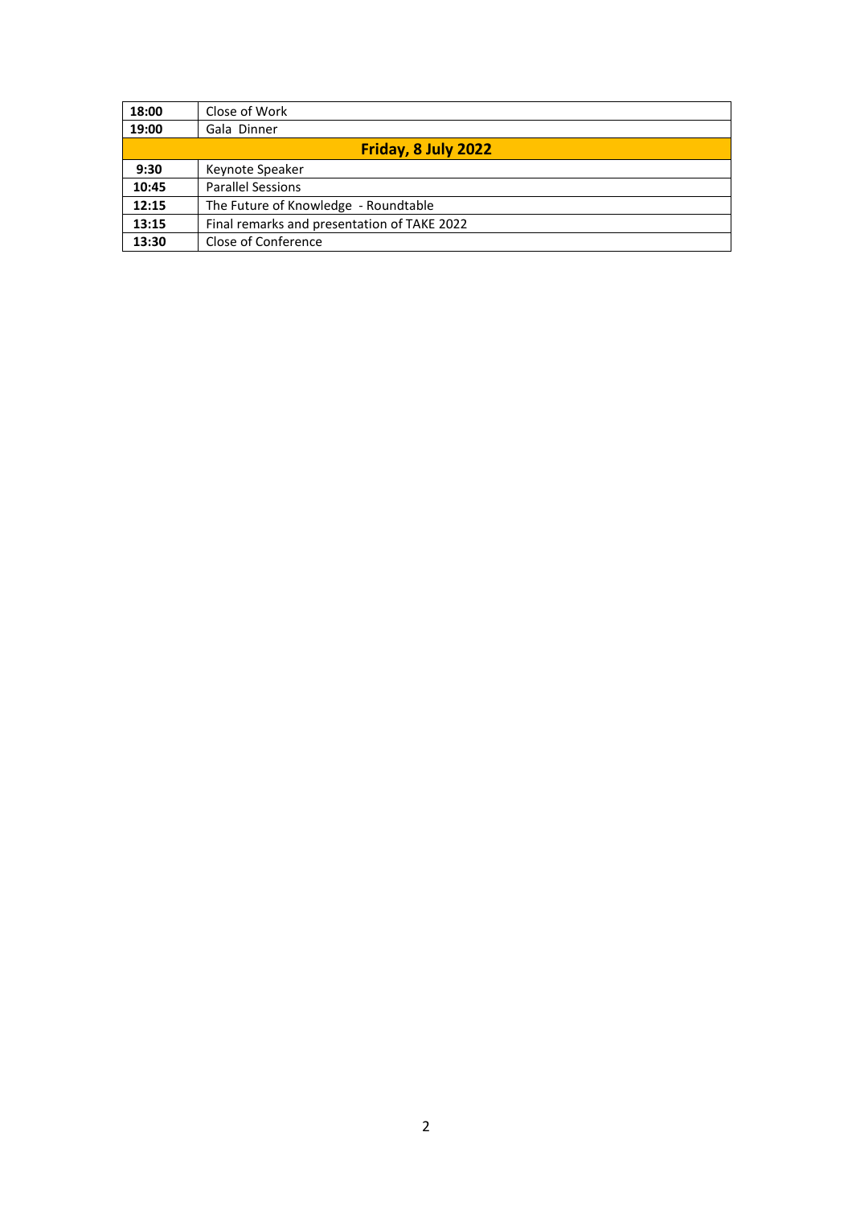| 18:00 | Close of Work |
|---|---|
| 19:00 | Gala Dinner |
| **Friday, 8 July 2022** | |
| 9:30 | Keynote Speaker |
| 10:45 | Parallel Sessions |
| 12:15 | The Future of Knowledge - Roundtable |
| 13:15 | Final remarks and presentation of TAKE 2022 |
| 13:30 | Close of Conference |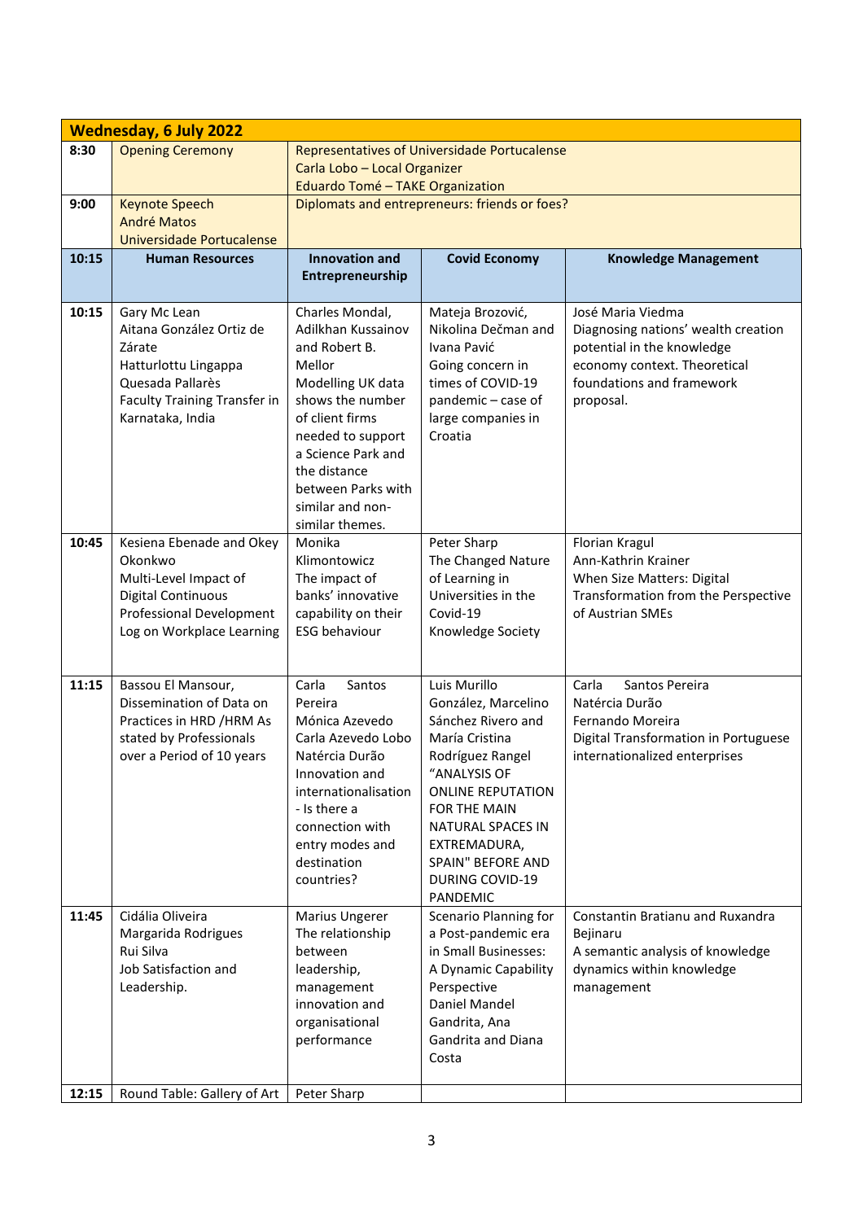| Wednesday, 6 July 2022 | | | | |
|---|---|---|---|---|
| 8:30 | Opening Ceremony | Representatives of Universidade Portucalense<br>Carla Lobo – Local Organizer<br>Eduardo Tomé – TAKE Organization | | |
| 9:00 | Keynote Speech<br>André Matos<br>Universidade Portucalense | Diplomats and entrepreneurs: friends or foes? | | |
| **10:15** | **Human Resources** | **Innovation and Entrepreneurship** | **Covid Economy** | **Knowledge Management** |
| 10:15 | Gary Mc Lean<br>Aitana González Ortiz de Zárate<br>Hatturlottu Lingappa<br>Quesada Pallarès<br>Faculty Training Transfer in Karnataka, India | Charles Mondal, Adilkhan Kussainov and Robert B. Mellor<br>Modelling UK data shows the number of client firms needed to support a Science Park and the distance between Parks with similar and non-similar themes. | Mateja Brozović, Nikolina Dečman and Ivana Pavić<br>Going concern in times of COVID-19 pandemic – case of large companies in Croatia | José Maria Viedma<br>Diagnosing nations' wealth creation potential in the knowledge economy context. Theoretical foundations and framework proposal. |
| 10:45 | Kesiena Ebenade and Okey Okonkwo<br>Multi-Level Impact of Digital Continuous Professional Development Log on Workplace Learning | Monika Klimontowicz<br>The impact of banks' innovative capability on their ESG behaviour | Peter Sharp<br>The Changed Nature of Learning in Universities in the Covid-19 Knowledge Society | Florian Kragul<br>Ann-Kathrin Krainer<br>When Size Matters: Digital Transformation from the Perspective of Austrian SMEs |
| 11:15 | Bassou El Mansour,<br>Dissemination of Data on Practices in HRD /HRM As stated by Professionals over a Period of 10 years | Carla Santos Pereira<br>Mónica Azevedo<br>Carla Azevedo Lobo<br>Natércia Durão<br>Innovation and internationalisation - Is there a connection with entry modes and destination countries? | Luis Murillo González, Marcelino Sánchez Rivero and María Cristina Rodríguez Rangel<br>"ANALYSIS OF ONLINE REPUTATION FOR THE MAIN NATURAL SPACES IN EXTREMADURA, SPAIN" BEFORE AND DURING COVID-19 PANDEMIC | Carla Santos Pereira<br>Natércia Durão<br>Fernando Moreira<br>Digital Transformation in Portuguese internationalized enterprises |
| 11:45 | Cidália Oliveira<br>Margarida Rodrigues<br>Rui Silva<br>Job Satisfaction and Leadership. | Marius Ungerer<br>The relationship between leadership, management innovation and organisational performance | Scenario Planning for a Post-pandemic era in Small Businesses: A Dynamic Capability Perspective<br>Daniel Mandel Gandrita, Ana Gandrita and Diana Costa | Constantin Bratianu and Ruxandra Bejinaru<br>A semantic analysis of knowledge dynamics within knowledge management |
| 12:15 | Round Table: Gallery of Art | Peter Sharp | | |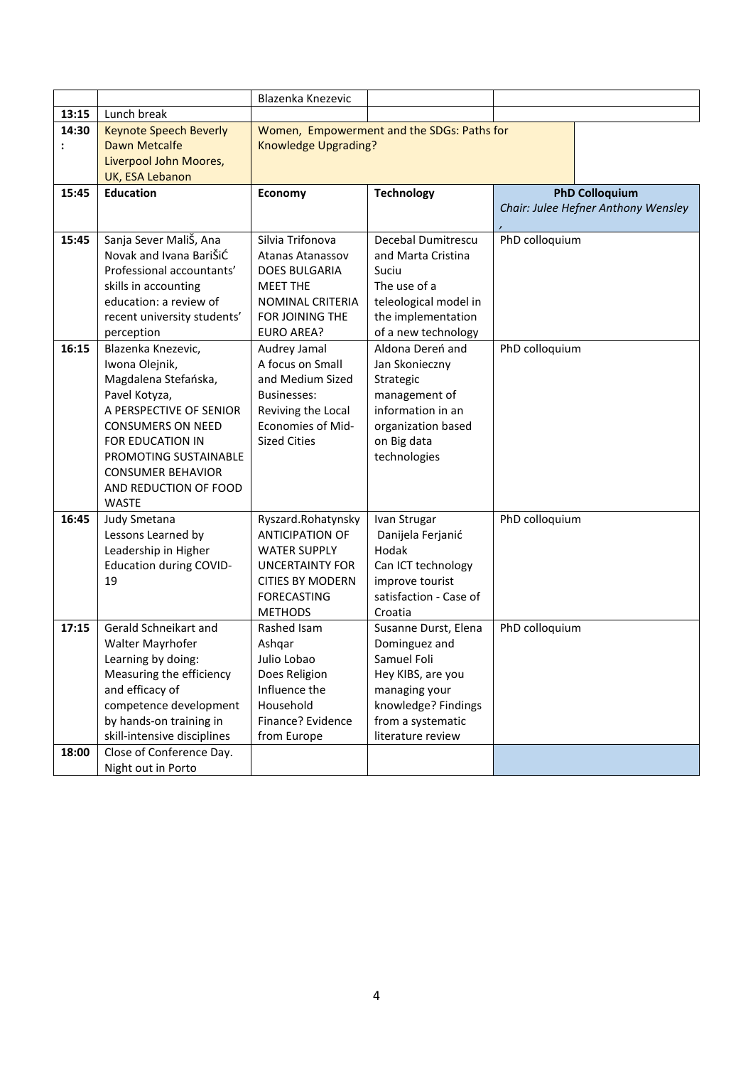| | | | | |
|---|---|---|---|---|
| | | Blazenka Knezevic | | |
| 13:15 | Lunch break | | | |
| 14:30 : | Keynote Speech Beverly Dawn Metcalfe Liverpool John Moores, UK, ESA Lebanon | Women, Empowerment and the SDGs: Paths for Knowledge Upgrading? | | |
| 15:45 | **Education** | **Economy** | **Technology** | **PhD Colloquium** *Chair: Julee Hefner Anthony Wensley ,* |
| 15:45 | Sanja Sever Mališ, Ana Novak and Ivana BariŠiĆ Professional accountants' skills in accounting education: a review of recent university students' perception | Silvia Trifonova Atanas Atanassov DOES BULGARIA MEET THE NOMINAL CRITERIA FOR JOINING THE EURO AREA? | Decebal Dumitrescu and Marta Cristina Suciu The use of a teleological model in the implementation of a new technology | PhD colloquium |
| 16:15 | Blazenka Knezevic, Iwona Olejnik, Magdalena Stefańska, Pavel Kotyza, A PERSPECTIVE OF SENIOR CONSUMERS ON NEED FOR EDUCATION IN PROMOTING SUSTAINABLE CONSUMER BEHAVIOR AND REDUCTION OF FOOD WASTE | Audrey Jamal A focus on Small and Medium Sized Businesses: Reviving the Local Economies of Mid-Sized Cities | Aldona Dereń and Jan Skonieczny Strategic management of information in an organization based on Big data technologies | PhD colloquium |
| 16:45 | Judy Smetana Lessons Learned by Leadership in Higher Education during COVID-19 | Ryszard.Rohatynsky ANTICIPATION OF WATER SUPPLY UNCERTAINTY FOR CITIES BY MODERN FORECASTING METHODS | Ivan Strugar Danijela Ferjanić Hodak Can ICT technology improve tourist satisfaction - Case of Croatia | PhD colloquium |
| 17:15 | Gerald Schneikart and Walter Mayrhofer Learning by doing: Measuring the efficiency and efficacy of competence development by hands-on training in skill-intensive disciplines | Rashed Isam Ashqar Julio Lobao Does Religion Influence the Household Finance? Evidence from Europe | Susanne Durst, Elena Dominguez and Samuel Foli Hey KIBS, are you managing your knowledge? Findings from a systematic literature review | PhD colloquium |
| 18:00 | Close of Conference Day. Night out in Porto | | | |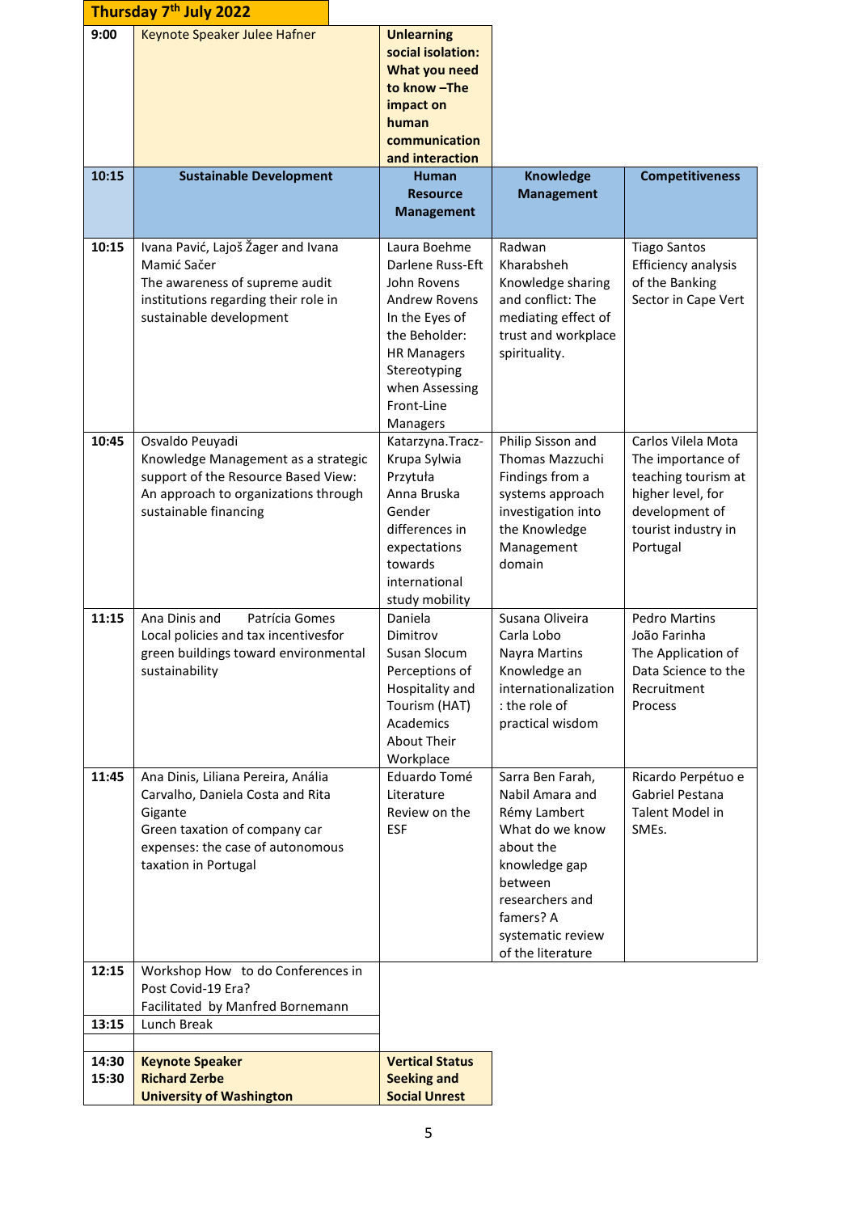## Thursday 7th July 2022

| Time | Sustainable Development | Human Resource Management | Knowledge Management | Competitiveness |
|---|---|---|---|---|
| 9:00 | Keynote Speaker Julee Hafner | **Unlearning social isolation: What you need to know –The impact on human communication and interaction** | | |
| **10:15** | **Sustainable Development** | **Human Resource Management** | **Knowledge Management** | **Competitiveness** |
| 10:15 | Ivana Pavić, Lajoš Žager and Ivana Mamić Sačer<br>The awareness of supreme audit institutions regarding their role in sustainable development | Laura Boehme<br>Darlene Russ-Eft<br>John Rovens<br>Andrew Rovens<br>In the Eyes of the Beholder: HR Managers Stereotyping when Assessing Front-Line Managers | Radwan Kharabsheh<br>Knowledge sharing and conflict: The mediating effect of trust and workplace spirituality. | Tiago Santos<br>Efficiency analysis of the Banking Sector in Cape Vert |
| 10:45 | Osvaldo Peuyadi<br>Knowledge Management as a strategic support of the Resource Based View: An approach to organizations through sustainable financing | Katarzyna.Tracz-Krupa Sylwia Przytuła<br>Anna Bruska<br>Gender differences in expectations towards international study mobility | Philip Sisson and Thomas Mazzuchi<br>Findings from a systems approach investigation into the Knowledge Management domain | Carlos Vilela Mota<br>The importance of teaching tourism at higher level, for development of tourist industry in Portugal |
| 11:15 | Ana Dinis and Patrícia Gomes<br>Local policies and tax incentivesfor green buildings toward environmental sustainability | Daniela Dimitrov<br>Susan Slocum<br>Perceptions of Hospitality and Tourism (HAT) Academics About Their Workplace | Susana Oliveira<br>Carla Lobo<br>Nayra Martins<br>Knowledge an internationalization : the role of practical wisdom | Pedro Martins<br>João Farinha<br>The Application of Data Science to the Recruitment Process |
| 11:45 | Ana Dinis, Liliana Pereira, Anália Carvalho, Daniela Costa and Rita Gigante<br>Green taxation of company car expenses: the case of autonomous taxation in Portugal | Eduardo Tomé<br>Literature Review on the ESF | Sarra Ben Farah, Nabil Amara and Rémy Lambert<br>What do we know about the knowledge gap between researchers and famers? A systematic review of the literature | Ricardo Perpétuo e Gabriel Pestana<br>Talent Model in SMEs. |
| 12:15 | Workshop How to do Conferences in Post Covid-19 Era?<br>Facilitated by Manfred Bornemann | | | |
| 13:15 | Lunch Break | | | |
| **14:30**<br>**15:30** | **Keynote Speaker**<br>**Richard Zerbe**<br>**University of Washington** | **Vertical Status Seeking and Social Unrest** | | |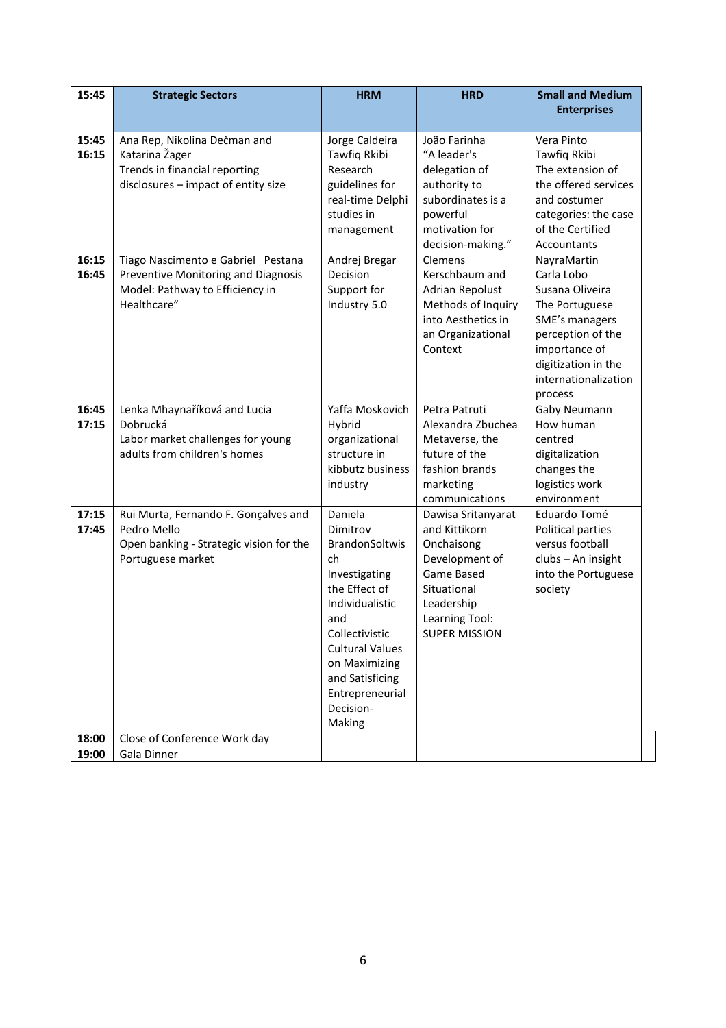| 15:45 | Strategic Sectors | HRM | HRD | Small and Medium Enterprises |
|---|---|---|---|---|
| 15:45 16:15 | Ana Rep, Nikolina Dečman and Katarina Žager Trends in financial reporting disclosures – impact of entity size | Jorge Caldeira Tawfiq Rkibi Research guidelines for real-time Delphi studies in management | João Farinha "A leader's delegation of authority to subordinates is a powerful motivation for decision-making." | Vera Pinto Tawfiq Rkibi The extension of the offered services and costumer categories: the case of the Certified Accountants |
| 16:15 16:45 | Tiago Nascimento e Gabriel Pestana Preventive Monitoring and Diagnosis Model: Pathway to Efficiency in Healthcare" | Andrej Bregar Decision Support for Industry 5.0 | Clemens Kerschbaum and Adrian Repolust Methods of Inquiry into Aesthetics in an Organizational Context | NayraMartin Carla Lobo Susana Oliveira The Portuguese SME's managers perception of the importance of digitization in the internationalization process |
| 16:45 17:15 | Lenka Mhaynaříková and Lucia Dobrucká Labor market challenges for young adults from children's homes | Yaffa Moskovich Hybrid organizational structure in kibbutz business industry | Petra Patruti Alexandra Zbuchea Metaverse, the future of the fashion brands marketing communications | Gaby Neumann How human centred digitalization changes the logistics work environment |
| 17:15 17:45 | Rui Murta, Fernando F. Gonçalves and Pedro Mello Open banking - Strategic vision for the Portuguese market | Daniela Dimitrov BrandonSoltwisch Investigating the Effect of Individualistic and Collectivistic Cultural Values on Maximizing and Satisficing Entrepreneurial Decision-Making | Dawisa Sritanyarat and Kittikorn Onchaisong Development of Game Based Situational Leadership Learning Tool: SUPER MISSION | Eduardo Tomé Political parties versus football clubs – An insight into the Portuguese society |
| 18:00 | Close of Conference Work day | | | |
| 19:00 | Gala Dinner | | | |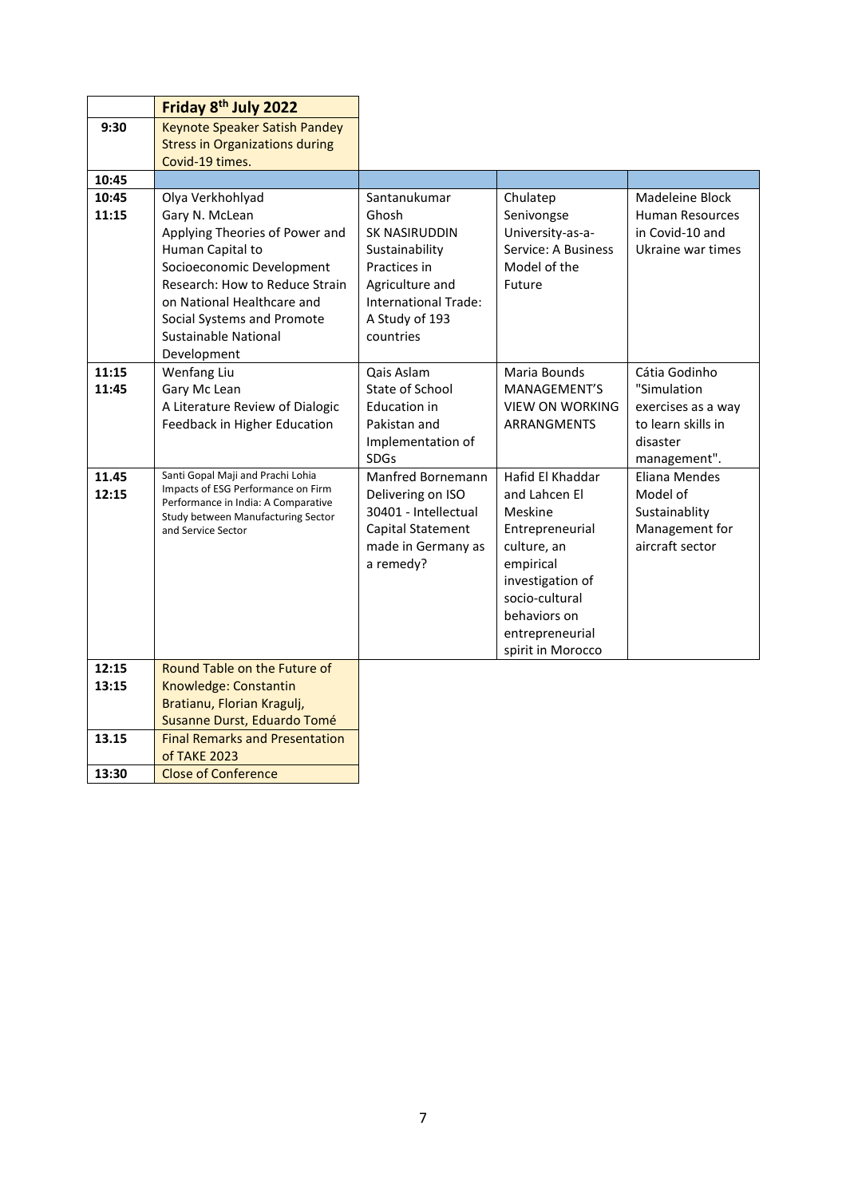| | Friday 8th July 2022 | | | |
|---|---|---|---|---|
| 9:30 | Keynote Speaker Satish Pandey Stress in Organizations during Covid-19 times. | | | |
| 10:45 | | | | |
| 10:45 11:15 | Olya Verkhohlyad Gary N. McLean Applying Theories of Power and Human Capital to Socioeconomic Development Research: How to Reduce Strain on National Healthcare and Social Systems and Promote Sustainable National Development | Santanukumar Ghosh SK NASIRUDDIN Sustainability Practices in Agriculture and International Trade: A Study of 193 countries | Chulatep Senivongse University-as-a-Service: A Business Model of the Future | Madeleine Block Human Resources in Covid-10 and Ukraine war times |
| 11:15 11:45 | Wenfang Liu Gary Mc Lean A Literature Review of Dialogic Feedback in Higher Education | Qais Aslam State of School Education in Pakistan and Implementation of SDGs | Maria Bounds MANAGEMENT'S VIEW ON WORKING ARRANGMENTS | Cátia Godinho "Simulation exercises as a way to learn skills in disaster management". |
| 11.45 12:15 | Santi Gopal Maji and Prachi Lohia Impacts of ESG Performance on Firm Performance in India: A Comparative Study between Manufacturing Sector and Service Sector | Manfred Bornemann Delivering on ISO 30401 - Intellectual Capital Statement made in Germany as a remedy? | Hafid El Khaddar and Lahcen El Meskine Entrepreneurial culture, an empirical investigation of socio-cultural behaviors on entrepreneurial spirit in Morocco | Eliana Mendes Model of Sustainablity Management for aircraft sector |
| 12:15 13:15 | Round Table on the Future of Knowledge: Constantin Bratianu, Florian Kragulj, Susanne Durst, Eduardo Tomé | | | |
| 13.15 | Final Remarks and Presentation of TAKE 2023 | | | |
| 13:30 | Close of Conference | | | |